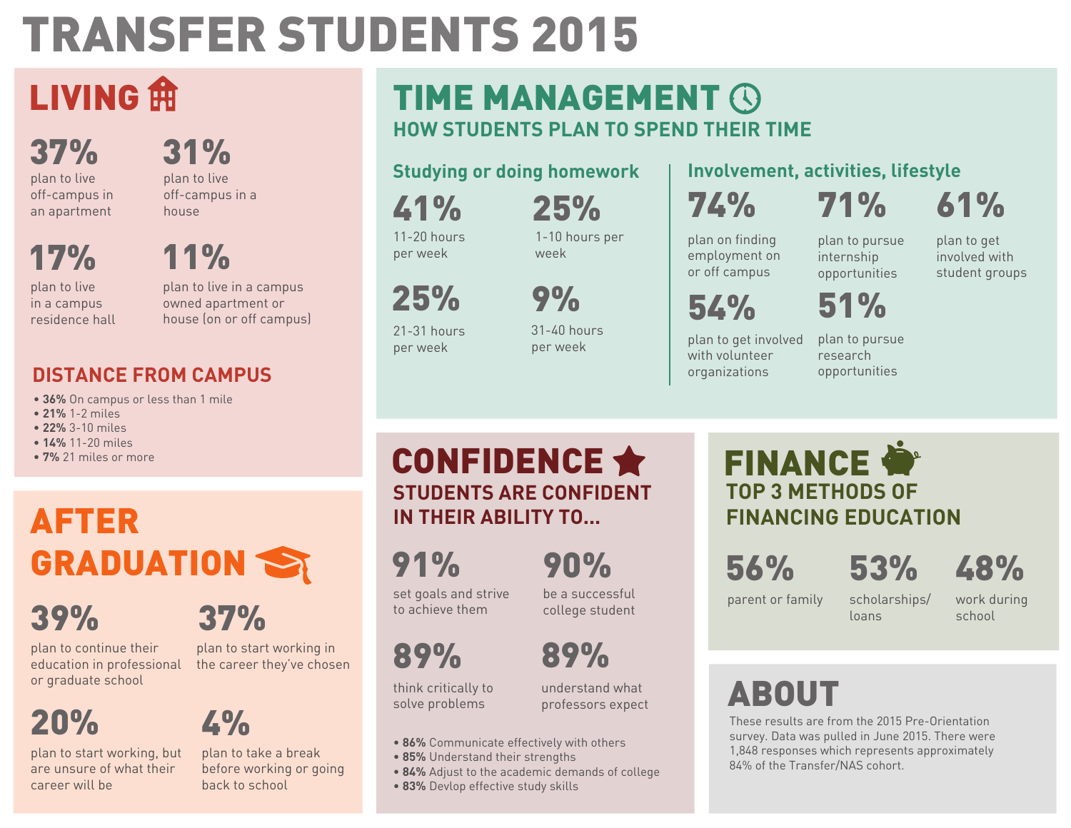# TRANSFER STUDENTS 2015

## LIVING

**37%** plan to live off-campus in an apartment

**31%** plan to live off-campus in a house

**17%** plan to live in a campus residence hall

**11%** plan to live in a campus owned apartment or house (on or off campus)

### DISTANCE FROM CAMPUS

- **36%** On campus or less than 1 mile
- **21%** 1-2 miles
- **22%** 3-10 miles
- **14%** 11-20 miles
- **7%** 21 miles or more

## TIME MANAGEMENT

### HOW STUDENTS PLAN TO SPEND THEIR TIME

#### Studying or doing homework

**41%** 11-20 hours per week

**25%** 1-10 hours per week

**25%** 21-31 hours per week

**9%** 31-40 hours per week

#### Involvement, activities, lifestyle

**74%** plan on finding employment on or off campus

**71%** plan to pursue internship opportunities

**61%** plan to get involved with student groups

**54%** plan to get involved with volunteer organizations

**51%** plan to pursue research opportunities

## AFTER GRADUATION

**39%** plan to continue their education in professional or graduate school

**37%** plan to start working in the career they've chosen

**20%** plan to start working, but are unsure of what their career will be

**4%** plan to take a break before working or going back to school

## CONFIDENCE

### STUDENTS ARE CONFIDENT IN THEIR ABILITY TO...

**91%** set goals and strive to achieve them

**90%** be a successful college student

**89%** think critically to solve problems

**89%** understand what professors expect

- **86%** Communicate effectively with others
- **85%** Understand their strengths
- **84%** Adjust to the academic demands of college
- **83%** Devlop effective study skills

## FINANCE

### TOP 3 METHODS OF FINANCING EDUCATION

**56%** parent or family

**53%** scholarships/ loans

**48%** work during school

## ABOUT

These results are from the 2015 Pre-Orientation survey. Data was pulled in June 2015. There were 1,848 responses which represents approximately 84% of the Transfer/NAS cohort.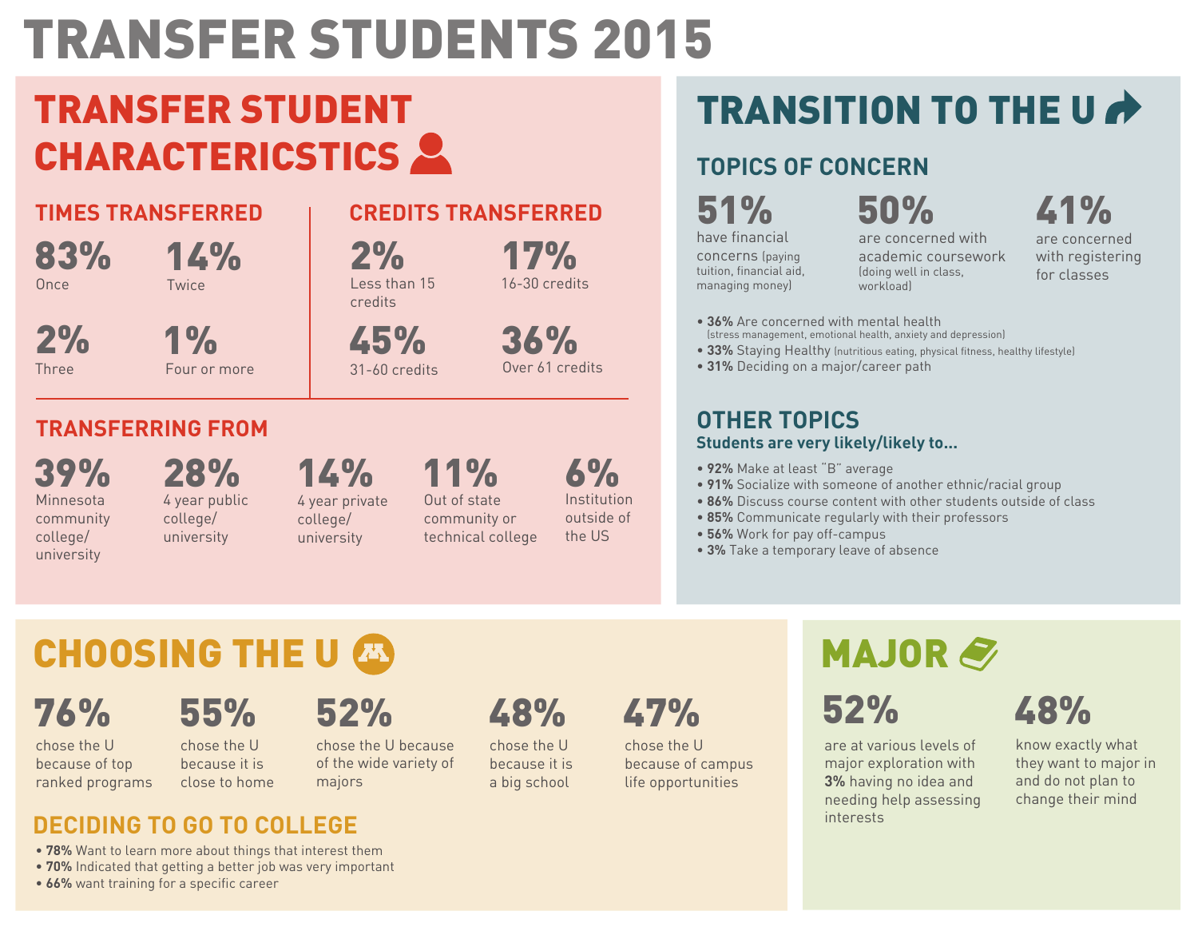# TRANSFER STUDENTS 2015

## TRANSFER STUDENT CHARACTERICSTICS

### TIMES TRANSFERRED

**83%** Once

**14%** Twice

**2%** Three

**1%** Four or more

### CREDITS TRANSFERRED

**2%** Less than 15 credits

**17%** 16-30 credits

**45%** 31-60 credits

**36%** Over 61 credits

### TRANSFERRING FROM

**39%** Minnesota community college/ university

**28%** 4 year public college/ university

**14%** 4 year private college/ university

**11%** Out of state community or technical college

**6%** Institution outside of the US

## TRANSITION TO THE U

### TOPICS OF CONCERN

**51%** have financial concerns (paying tuition, financial aid, managing money)

**50%** are concerned with academic coursework (doing well in class, workload)

**41%** are concerned with registering for classes

- **36%** Are concerned with mental health (stress management, emotional health, anxiety and depression)
- **33%** Staying Healthy (nutritious eating, physical fitness, healthy lifestyle)
- **31%** Deciding on a major/career path

### OTHER TOPICS

**Students are very likely/likely to...**

- **92%** Make at least "B" average
- **91%** Socialize with someone of another ethnic/racial group
- **86%** Discuss course content with other students outside of class
- **85%** Communicate regularly with their professors
- **56%** Work for pay off-campus
- **3%** Take a temporary leave of absence

## CHOOSING THE U

**76%** chose the U because of top ranked programs

**55%** chose the U because it is close to home

**52%** chose the U because of the wide variety of majors

**48%** chose the U because it is a big school

**47%** chose the U because of campus life opportunities

### DECIDING TO GO TO COLLEGE

- **78%** Want to learn more about things that interest them
- **70%** Indicated that getting a better job was very important
- **66%** want training for a specific career

## MAJOR

**52%** are at various levels of major exploration with **3%** having no idea and needing help assessing interests

**48%** know exactly what they want to major in and do not plan to change their mind